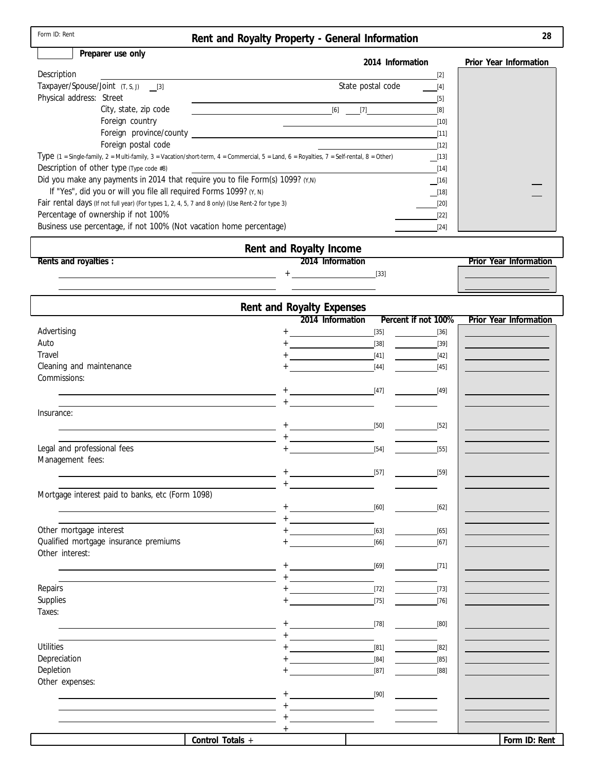Form ID: Rent

# Rent and Royalty Property - General Information

Preparer use only

| | 2014 Information | Prior Year Information |
|---|---|---|
| Description | [2] | |
| Taxpayer/Spouse/Joint (T, S, J) [3] — State postal code | [4] | |
| Physical address: Street | [5] | |
| City, state, zip code | [6] [7] [8] | |
| Foreign country | [10] | |
| Foreign province/county | [11] | |
| Foreign postal code | [12] | |
| Type (1 = Single-family, 2 = Multi-family, 3 = Vacation/short-term, 4 = Commercial, 5 = Land, 6 = Royalties, 7 = Self-rental, 8 = Other) | [13] | |
| Description of other type (Type code #8) | [14] | |
| Did you make any payments in 2014 that require you to file Form(s) 1099? (Y,N) | [16] | |
| If "Yes", did you or will you file all required Forms 1099? (Y, N) | [18] | |
| Fair rental days (If not full year) (For types 1, 2, 4, 5, 7 and 8 only) (Use Rent-2 for type 3) | [20] | |
| Percentage of ownership if not 100% | [22] | |
| Business use percentage, if not 100% (Not vacation home percentage) | [24] | |

## Rent and Royalty Income

| Rents and royalties : | 2014 Information | Prior Year Information |
|---|---|---|
| | + [33] | |
| | | |

## Rent and Royalty Expenses

| | 2014 Information | Percent if not 100% | Prior Year Information |
|---|---|---|---|
| Advertising | + [35] | [36] | |
| Auto | + [38] | [39] | |
| Travel | + [41] | [42] | |
| Cleaning and maintenance | + [44] | [45] | |
| Commissions: | | | |
| | + [47] | [49] | |
| | + | | |
| Insurance: | | | |
| | + [50] | [52] | |
| | + | | |
| Legal and professional fees | + [54] | [55] | |
| Management fees: | | | |
| | + [57] | [59] | |
| | + | | |
| Mortgage interest paid to banks, etc (Form 1098) | | | |
| | + [60] | [62] | |
| | + | | |
| Other mortgage interest | + [63] | [65] | |
| Qualified mortgage insurance premiums | + [66] | [67] | |
| Other interest: | | | |
| | + [69] | [71] | |
| | + | | |
| Repairs | + [72] | [73] | |
| Supplies | + [75] | [76] | |
| Taxes: | | | |
| | + [78] | [80] | |
| | + | | |
| Utilities | + [81] | [82] | |
| Depreciation | + [84] | [85] | |
| Depletion | + [87] | [88] | |
| Other expenses: | | | |
| | + [90] | | |
| | + | | |
| | + | | |
| | + | | |
| Control Totals + | | | |

Form ID: Rent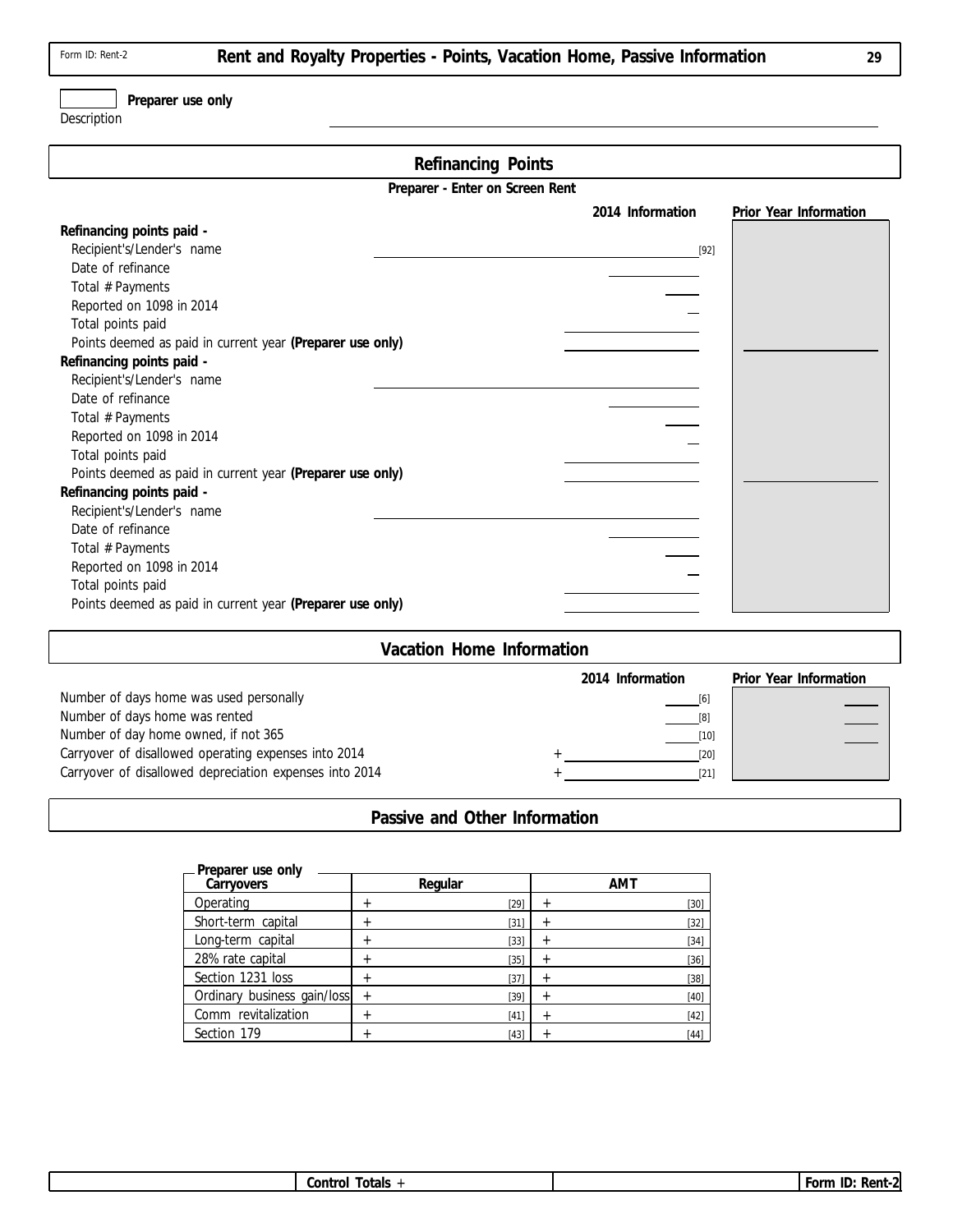Form ID: Rent-2

# Rent and Royalty Properties - Points, Vacation Home, Passive Information

Preparer use only

Description

## Refinancing Points

Preparer - Enter on Screen Rent

| | 2014 Information | Prior Year Information |
|---|---|---|
| **Refinancing points paid -** | | |
| Recipient's/Lender's name | [92] | |
| Date of refinance | | |
| Total # Payments | | |
| Reported on 1098 in 2014 | | |
| Total points paid | | |
| Points deemed as paid in current year **(Preparer use only)** | | |
| **Refinancing points paid -** | | |
| Recipient's/Lender's name | | |
| Date of refinance | | |
| Total # Payments | | |
| Reported on 1098 in 2014 | | |
| Total points paid | | |
| Points deemed as paid in current year **(Preparer use only)** | | |
| **Refinancing points paid -** | | |
| Recipient's/Lender's name | | |
| Date of refinance | | |
| Total # Payments | | |
| Reported on 1098 in 2014 | | |
| Total points paid | | |
| Points deemed as paid in current year **(Preparer use only)** | | |

## Vacation Home Information

| | 2014 Information | Prior Year Information |
|---|---|---|
| Number of days home was used personally | [6] | |
| Number of days home was rented | [8] | |
| Number of day home owned, if not 365 | [10] | |
| Carryover of disallowed operating expenses into 2014 | + [20] | |
| Carryover of disallowed depreciation expenses into 2014 | + [21] | |

## Passive and Other Information

Preparer use only

| Carryovers | Regular | AMT |
|---|---|---|
| Operating | + [29] | + [30] |
| Short-term capital | + [31] | + [32] |
| Long-term capital | + [33] | + [34] |
| 28% rate capital | + [35] | + [36] |
| Section 1231 loss | + [37] | + [38] |
| Ordinary business gain/loss | + [39] | + [40] |
| Comm revitalization | + [41] | + [42] |
| Section 179 | + [43] | + [44] |

Control Totals +